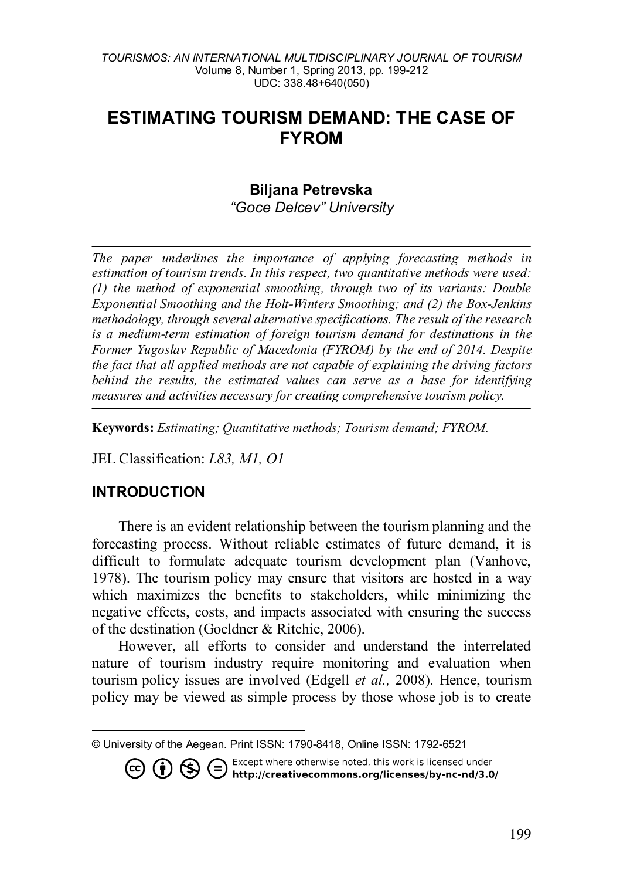# ESTIMATING TOURISM DEMAND: THE CASE OF FYROM

**Biljana Petrevska**
*"Goce Delcev" University*

---

*The paper underlines the importance of applying forecasting methods in estimation of tourism trends. In this respect, two quantitative methods were used: (1) the method of exponential smoothing, through two of its variants: Double Exponential Smoothing and the Holt-Winters Smoothing; and (2) the Box-Jenkins methodology, through several alternative specifications. The result of the research is a medium-term estimation of foreign tourism demand for destinations in the Former Yugoslav Republic of Macedonia (FYROM) by the end of 2014. Despite the fact that all applied methods are not capable of explaining the driving factors behind the results, the estimated values can serve as a base for identifying measures and activities necessary for creating comprehensive tourism policy.*

---

**Keywords:** *Estimating; Quantitative methods; Tourism demand; FYROM.*

JEL Classification: *L83, M1, O1*

## INTRODUCTION

There is an evident relationship between the tourism planning and the forecasting process. Without reliable estimates of future demand, it is difficult to formulate adequate tourism development plan (Vanhove, 1978). The tourism policy may ensure that visitors are hosted in a way which maximizes the benefits to stakeholders, while minimizing the negative effects, costs, and impacts associated with ensuring the success of the destination (Goeldner & Ritchie, 2006).

However, all efforts to consider and understand the interrelated nature of tourism industry require monitoring and evaluation when tourism policy issues are involved (Edgell *et al.,* 2008). Hence, tourism policy may be viewed as simple process by those whose job is to create

---

© University of the Aegean. Print ISSN: 1790-8418, Online ISSN: 1792-6521

Except where otherwise noted, this work is licensed under **http://creativecommons.org/licenses/by-nc-nd/3.0/**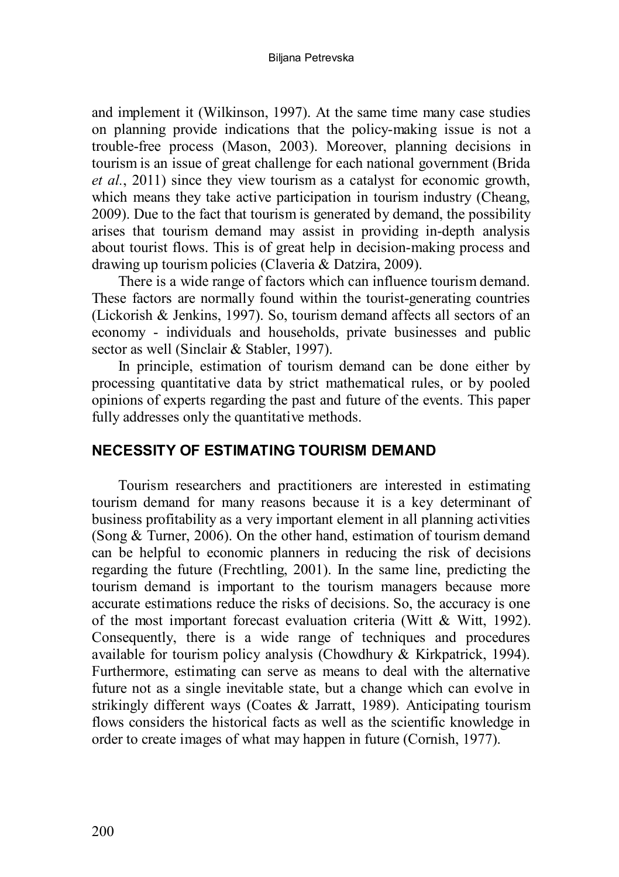and implement it (Wilkinson, 1997). At the same time many case studies on planning provide indications that the policy-making issue is not a trouble-free process (Mason, 2003). Moreover, planning decisions in tourism is an issue of great challenge for each national government (Brida *et al.*, 2011) since they view tourism as a catalyst for economic growth, which means they take active participation in tourism industry (Cheang, 2009). Due to the fact that tourism is generated by demand, the possibility arises that tourism demand may assist in providing in-depth analysis about tourist flows. This is of great help in decision-making process and drawing up tourism policies (Claveria & Datzira, 2009).

There is a wide range of factors which can influence tourism demand. These factors are normally found within the tourist-generating countries (Lickorish & Jenkins, 1997). So, tourism demand affects all sectors of an economy - individuals and households, private businesses and public sector as well (Sinclair & Stabler, 1997).

In principle, estimation of tourism demand can be done either by processing quantitative data by strict mathematical rules, or by pooled opinions of experts regarding the past and future of the events. This paper fully addresses only the quantitative methods.

## NECESSITY OF ESTIMATING TOURISM DEMAND

Tourism researchers and practitioners are interested in estimating tourism demand for many reasons because it is a key determinant of business profitability as a very important element in all planning activities (Song & Turner, 2006). On the other hand, estimation of tourism demand can be helpful to economic planners in reducing the risk of decisions regarding the future (Frechtling, 2001). In the same line, predicting the tourism demand is important to the tourism managers because more accurate estimations reduce the risks of decisions. So, the accuracy is one of the most important forecast evaluation criteria (Witt & Witt, 1992). Consequently, there is a wide range of techniques and procedures available for tourism policy analysis (Chowdhury & Kirkpatrick, 1994). Furthermore, estimating can serve as means to deal with the alternative future not as a single inevitable state, but a change which can evolve in strikingly different ways (Coates & Jarratt, 1989). Anticipating tourism flows considers the historical facts as well as the scientific knowledge in order to create images of what may happen in future (Cornish, 1977).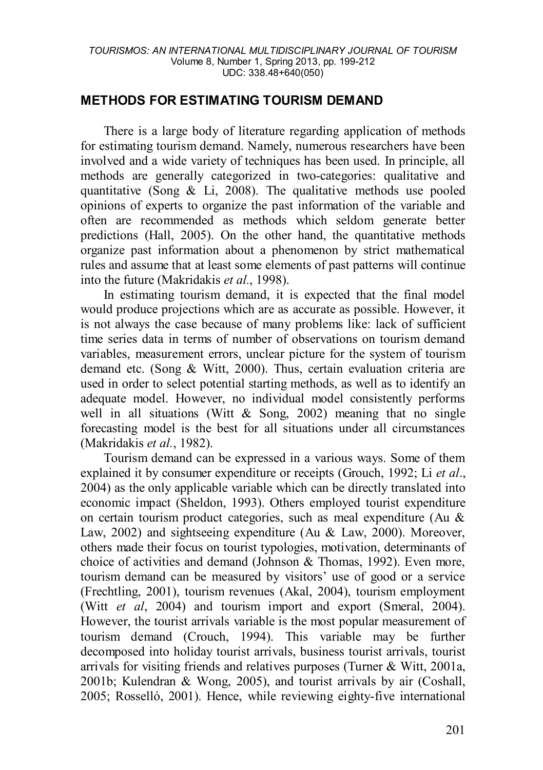## METHODS FOR ESTIMATING TOURISM DEMAND

There is a large body of literature regarding application of methods for estimating tourism demand. Namely, numerous researchers have been involved and a wide variety of techniques has been used. In principle, all methods are generally categorized in two-categories: qualitative and quantitative (Song & Li, 2008). The qualitative methods use pooled opinions of experts to organize the past information of the variable and often are recommended as methods which seldom generate better predictions (Hall, 2005). On the other hand, the quantitative methods organize past information about a phenomenon by strict mathematical rules and assume that at least some elements of past patterns will continue into the future (Makridakis *et al*., 1998).

In estimating tourism demand, it is expected that the final model would produce projections which are as accurate as possible. However, it is not always the case because of many problems like: lack of sufficient time series data in terms of number of observations on tourism demand variables, measurement errors, unclear picture for the system of tourism demand etc. (Song & Witt, 2000). Thus, certain evaluation criteria are used in order to select potential starting methods, as well as to identify an adequate model. However, no individual model consistently performs well in all situations (Witt & Song, 2002) meaning that no single forecasting model is the best for all situations under all circumstances (Makridakis *et al*., 1982).

Tourism demand can be expressed in a various ways. Some of them explained it by consumer expenditure or receipts (Grouch, 1992; Li *et al*., 2004) as the only applicable variable which can be directly translated into economic impact (Sheldon, 1993). Others employed tourist expenditure on certain tourism product categories, such as meal expenditure (Au & Law, 2002) and sightseeing expenditure (Au & Law, 2000). Moreover, others made their focus on tourist typologies, motivation, determinants of choice of activities and demand (Johnson & Thomas, 1992). Even more, tourism demand can be measured by visitors' use of good or a service (Frechtling, 2001), tourism revenues (Akal, 2004), tourism employment (Witt *et al*, 2004) and tourism import and export (Smeral, 2004). However, the tourist arrivals variable is the most popular measurement of tourism demand (Crouch, 1994). This variable may be further decomposed into holiday tourist arrivals, business tourist arrivals, tourist arrivals for visiting friends and relatives purposes (Turner & Witt, 2001a, 2001b; Kulendran & Wong, 2005), and tourist arrivals by air (Coshall, 2005; Rosselló, 2001). Hence, while reviewing eighty-five international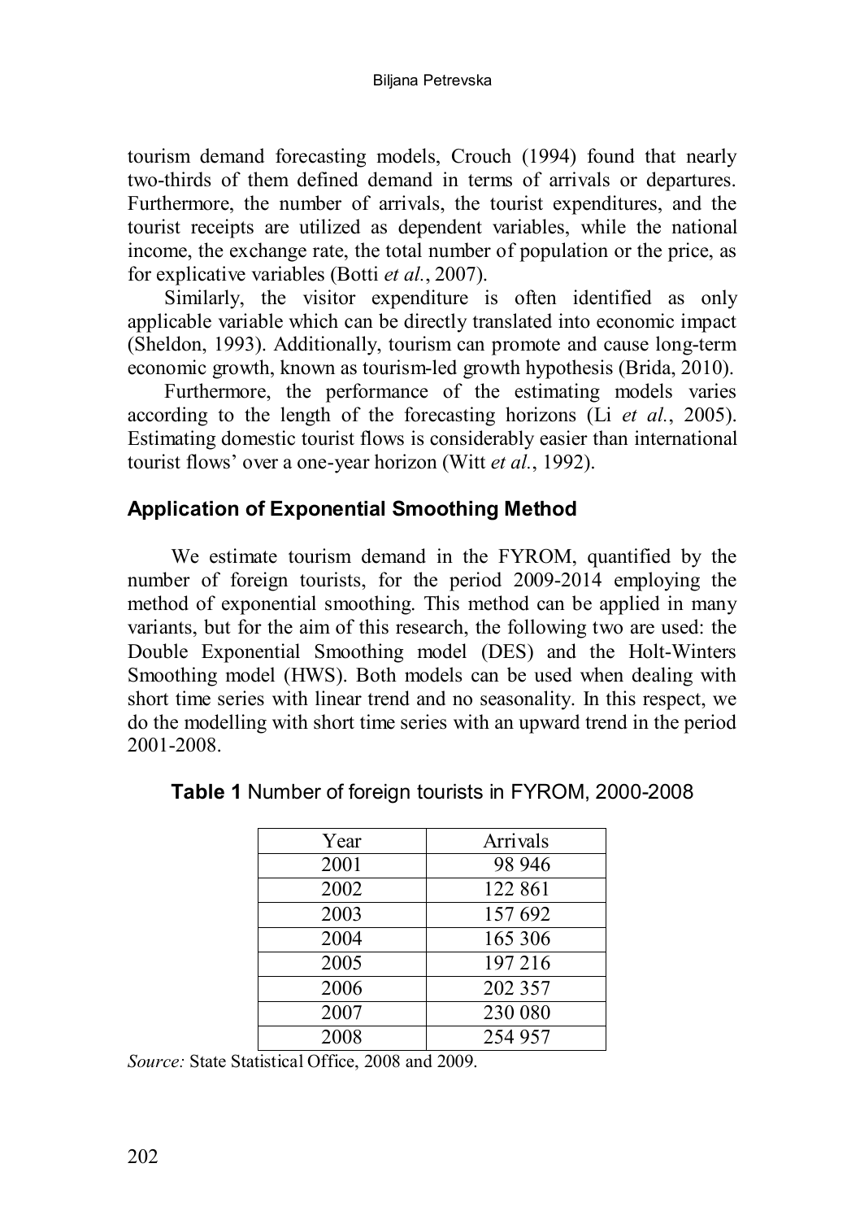tourism demand forecasting models, Crouch (1994) found that nearly two-thirds of them defined demand in terms of arrivals or departures. Furthermore, the number of arrivals, the tourist expenditures, and the tourist receipts are utilized as dependent variables, while the national income, the exchange rate, the total number of population or the price, as for explicative variables (Botti *et al.*, 2007).

Similarly, the visitor expenditure is often identified as only applicable variable which can be directly translated into economic impact (Sheldon, 1993). Additionally, tourism can promote and cause long-term economic growth, known as tourism-led growth hypothesis (Brida, 2010).

Furthermore, the performance of the estimating models varies according to the length of the forecasting horizons (Li *et al.*, 2005). Estimating domestic tourist flows is considerably easier than international tourist flows' over a one-year horizon (Witt *et al.*, 1992).

## Application of Exponential Smoothing Method

We estimate tourism demand in the FYROM, quantified by the number of foreign tourists, for the period 2009-2014 employing the method of exponential smoothing. This method can be applied in many variants, but for the aim of this research, the following two are used: the Double Exponential Smoothing model (DES) and the Holt-Winters Smoothing model (HWS). Both models can be used when dealing with short time series with linear trend and no seasonality. In this respect, we do the modelling with short time series with an upward trend in the period 2001-2008.

**Table 1** Number of foreign tourists in FYROM, 2000-2008

| Year | Arrivals |
|---|---|
| 2001 | 98 946 |
| 2002 | 122 861 |
| 2003 | 157 692 |
| 2004 | 165 306 |
| 2005 | 197 216 |
| 2006 | 202 357 |
| 2007 | 230 080 |
| 2008 | 254 957 |

*Source:* State Statistical Office, 2008 and 2009.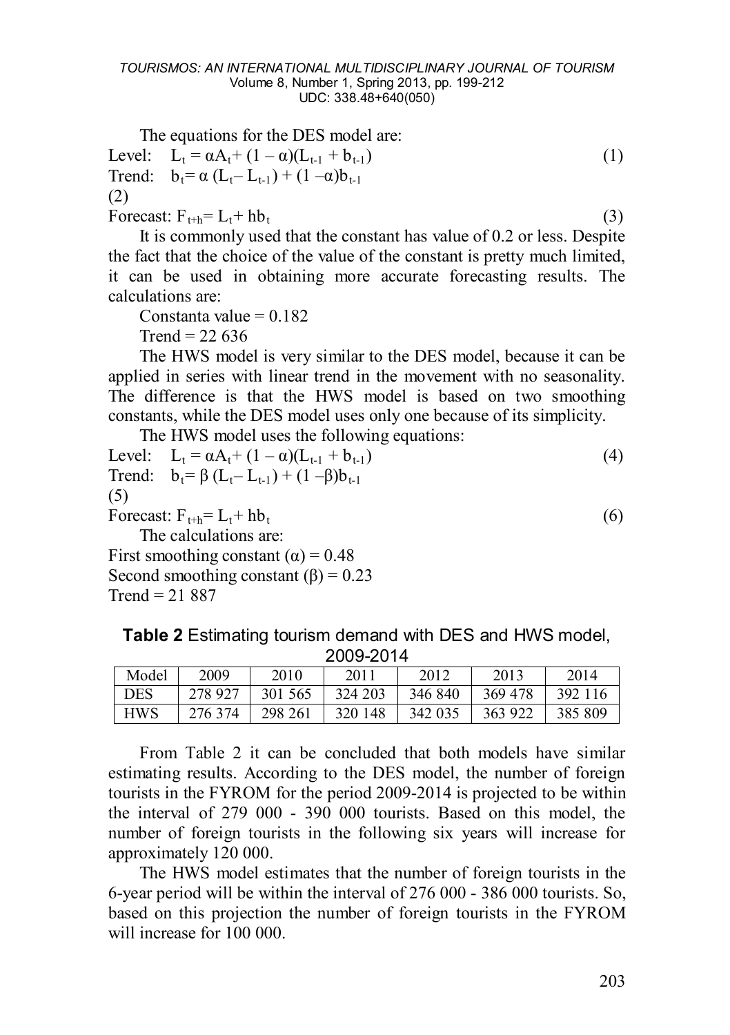The equations for the DES model are:

Level: $L_t = \alpha A_t + (1 - \alpha)(L_{t-1} + b_{t-1})$ (1)

Trend: $b_t = \alpha (L_t - L_{t-1}) + (1 - \alpha)b_{t-1}$ (2)

Forecast: $F_{t+h} = L_t + hb_t$ (3)

It is commonly used that the constant has value of 0.2 or less. Despite the fact that the choice of the value of the constant is pretty much limited, it can be used in obtaining more accurate forecasting results. The calculations are:

Constanta value = 0.182

Trend = 22 636

The HWS model is very similar to the DES model, because it can be applied in series with linear trend in the movement with no seasonality. The difference is that the HWS model is based on two smoothing constants, while the DES model uses only one because of its simplicity.

The HWS model uses the following equations:

Level: $L_t = \alpha A_t + (1 - \alpha)(L_{t-1} + b_{t-1})$ (4)

Trend: $b_t = \beta (L_t - L_{t-1}) + (1 - \beta)b_{t-1}$ (5)

Forecast: $F_{t+h} = L_t + hb_t$ (6)

The calculations are:

First smoothing constant ($\alpha$) = 0.48

Second smoothing constant ($\beta$) = 0.23

Trend = 21 887

**Table 2** Estimating tourism demand with DES and HWS model, 2009-2014

| Model | 2009 | 2010 | 2011 | 2012 | 2013 | 2014 |
|---|---|---|---|---|---|---|
| DES | 278 927 | 301 565 | 324 203 | 346 840 | 369 478 | 392 116 |
| HWS | 276 374 | 298 261 | 320 148 | 342 035 | 363 922 | 385 809 |

From Table 2 it can be concluded that both models have similar estimating results. According to the DES model, the number of foreign tourists in the FYROM for the period 2009-2014 is projected to be within the interval of 279 000 - 390 000 tourists. Based on this model, the number of foreign tourists in the following six years will increase for approximately 120 000.

The HWS model estimates that the number of foreign tourists in the 6-year period will be within the interval of 276 000 - 386 000 tourists. So, based on this projection the number of foreign tourists in the FYROM will increase for 100 000.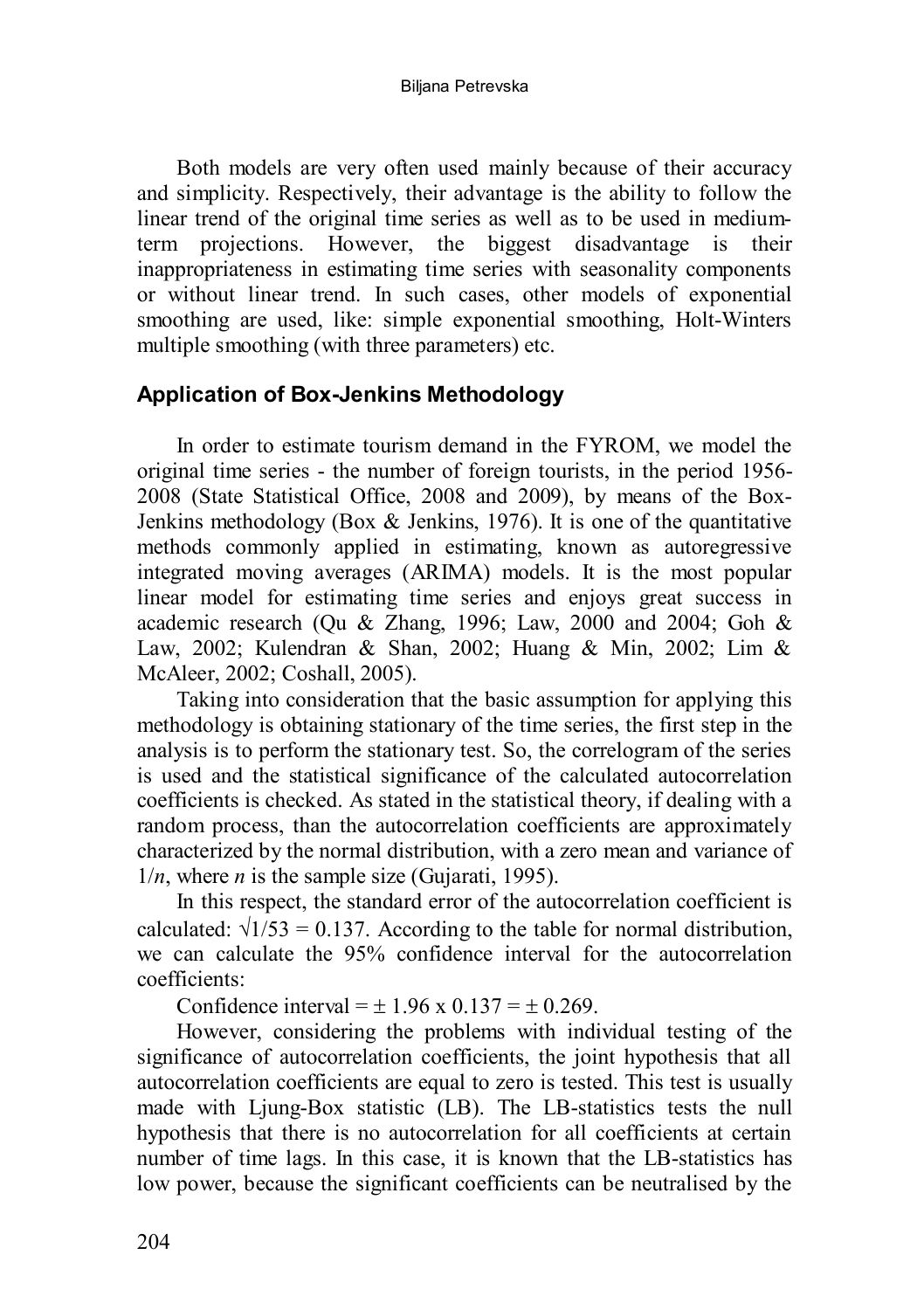Both models are very often used mainly because of their accuracy and simplicity. Respectively, their advantage is the ability to follow the linear trend of the original time series as well as to be used in medium-term projections. However, the biggest disadvantage is their inappropriateness in estimating time series with seasonality components or without linear trend. In such cases, other models of exponential smoothing are used, like: simple exponential smoothing, Holt-Winters multiple smoothing (with three parameters) etc.

## Application of Box-Jenkins Methodology

In order to estimate tourism demand in the FYROM, we model the original time series - the number of foreign tourists, in the period 1956-2008 (State Statistical Office, 2008 and 2009), by means of the Box-Jenkins methodology (Box & Jenkins, 1976). It is one of the quantitative methods commonly applied in estimating, known as autoregressive integrated moving averages (ARIMA) models. It is the most popular linear model for estimating time series and enjoys great success in academic research (Qu & Zhang, 1996; Law, 2000 and 2004; Goh & Law, 2002; Kulendran & Shan, 2002; Huang & Min, 2002; Lim & McAleer, 2002; Coshall, 2005).

Taking into consideration that the basic assumption for applying this methodology is obtaining stationary of the time series, the first step in the analysis is to perform the stationary test. So, the correlogram of the series is used and the statistical significance of the calculated autocorrelation coefficients is checked. As stated in the statistical theory, if dealing with a random process, than the autocorrelation coefficients are approximately characterized by the normal distribution, with a zero mean and variance of $1/n$, where $n$ is the sample size (Gujarati, 1995).

In this respect, the standard error of the autocorrelation coefficient is calculated: $\sqrt{1/53} = 0.137$. According to the table for normal distribution, we can calculate the 95% confidence interval for the autocorrelation coefficients:

Confidence interval = $\pm$ 1.96 x 0.137 = $\pm$ 0.269.

However, considering the problems with individual testing of the significance of autocorrelation coefficients, the joint hypothesis that all autocorrelation coefficients are equal to zero is tested. This test is usually made with Ljung-Box statistic (LB). The LB-statistics tests the null hypothesis that there is no autocorrelation for all coefficients at certain number of time lags. In this case, it is known that the LB-statistics has low power, because the significant coefficients can be neutralised by the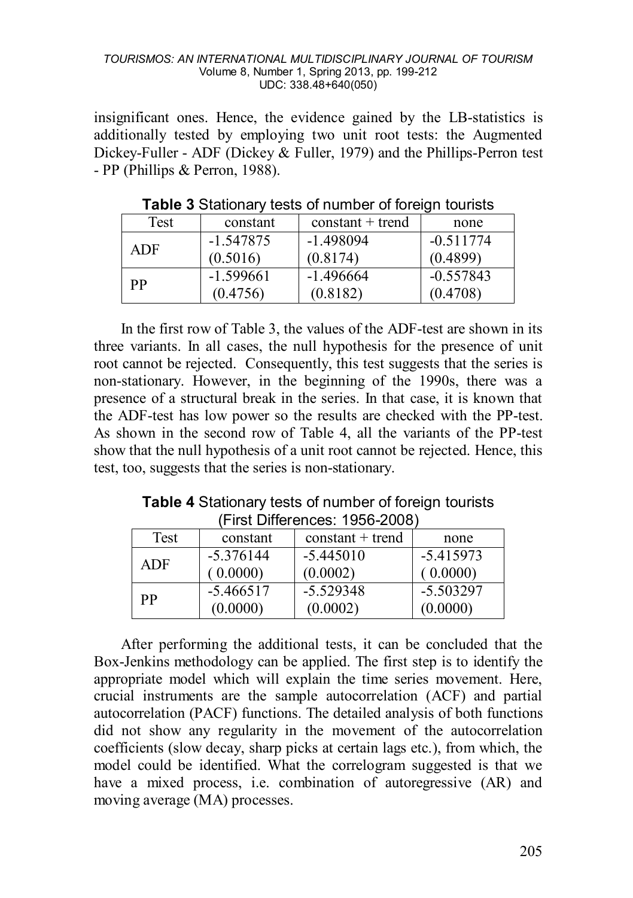insignificant ones. Hence, the evidence gained by the LB-statistics is additionally tested by employing two unit root tests: the Augmented Dickey-Fuller - ADF (Dickey & Fuller, 1979) and the Phillips-Perron test - PP (Phillips & Perron, 1988).

**Table 3** Stationary tests of number of foreign tourists

| Test | constant | constant + trend | none |
|---|---|---|---|
| ADF | -1.547875 (0.5016) | -1.498094 (0.8174) | -0.511774 (0.4899) |
| PP | -1.599661 (0.4756) | -1.496664 (0.8182) | -0.557843 (0.4708) |

In the first row of Table 3, the values of the ADF-test are shown in its three variants. In all cases, the null hypothesis for the presence of unit root cannot be rejected. Consequently, this test suggests that the series is non-stationary. However, in the beginning of the 1990s, there was a presence of a structural break in the series. In that case, it is known that the ADF-test has low power so the results are checked with the PP-test. As shown in the second row of Table 4, all the variants of the PP-test show that the null hypothesis of a unit root cannot be rejected. Hence, this test, too, suggests that the series is non-stationary.

**Table 4** Stationary tests of number of foreign tourists (First Differences: 1956-2008)

| Test | constant | constant + trend | none |
|---|---|---|---|
| ADF | -5.376144 ( 0.0000) | -5.445010 (0.0002) | -5.415973 ( 0.0000) |
| PP | -5.466517 (0.0000) | -5.529348 (0.0002) | -5.503297 (0.0000) |

After performing the additional tests, it can be concluded that the Box-Jenkins methodology can be applied. The first step is to identify the appropriate model which will explain the time series movement. Here, crucial instruments are the sample autocorrelation (ACF) and partial autocorrelation (PACF) functions. The detailed analysis of both functions did not show any regularity in the movement of the autocorrelation coefficients (slow decay, sharp picks at certain lags etc.), from which, the model could be identified. What the correlogram suggested is that we have a mixed process, i.e. combination of autoregressive (AR) and moving average (MA) processes.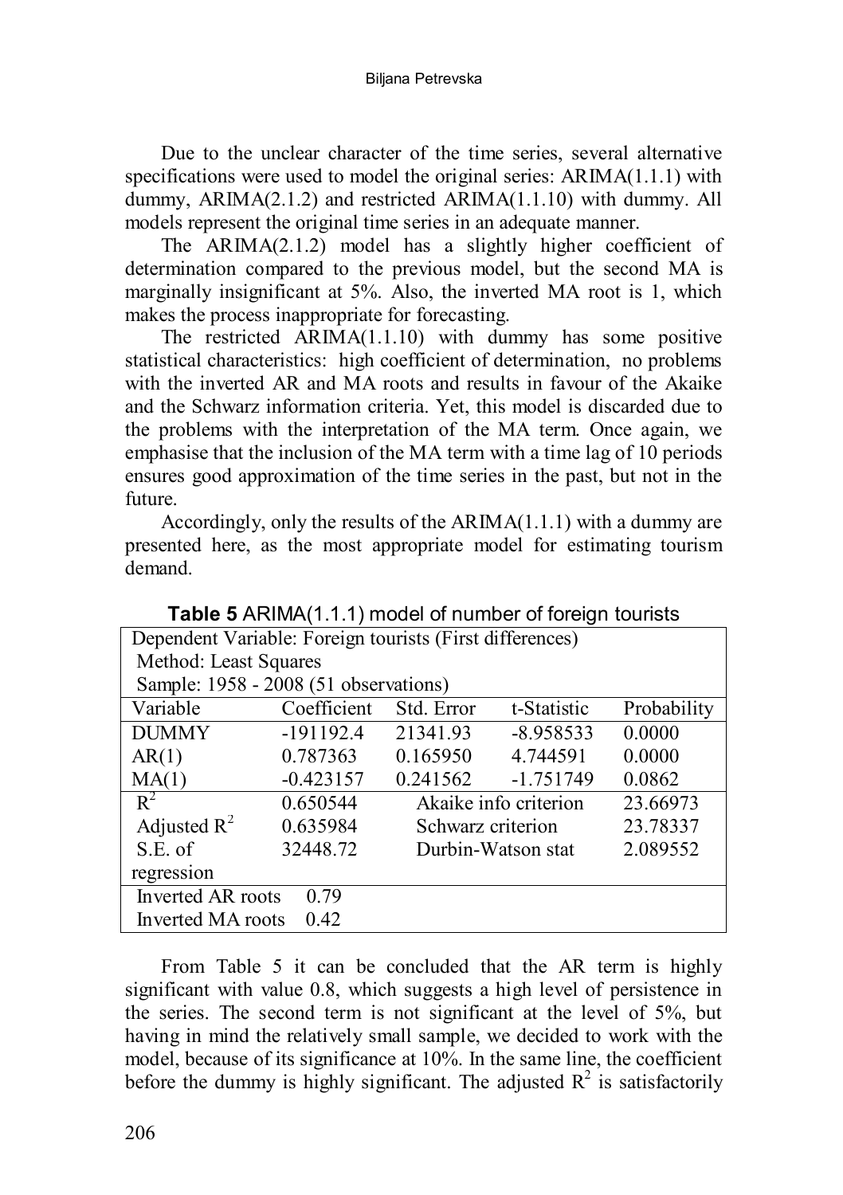Due to the unclear character of the time series, several alternative specifications were used to model the original series: ARIMA(1.1.1) with dummy, ARIMA(2.1.2) and restricted ARIMA(1.1.10) with dummy. All models represent the original time series in an adequate manner.

The ARIMA(2.1.2) model has a slightly higher coefficient of determination compared to the previous model, but the second MA is marginally insignificant at 5%. Also, the inverted MA root is 1, which makes the process inappropriate for forecasting.

The restricted ARIMA(1.1.10) with dummy has some positive statistical characteristics: high coefficient of determination, no problems with the inverted AR and MA roots and results in favour of the Akaike and the Schwarz information criteria. Yet, this model is discarded due to the problems with the interpretation of the MA term. Once again, we emphasise that the inclusion of the MA term with a time lag of 10 periods ensures good approximation of the time series in the past, but not in the future.

Accordingly, only the results of the ARIMA(1.1.1) with a dummy are presented here, as the most appropriate model for estimating tourism demand.

**Table 5** ARIMA(1.1.1) model of number of foreign tourists

| Dependent Variable: Foreign tourists (First differences) | | | | |
|---|---|---|---|---|
| Method: Least Squares | | | | |
| Sample: 1958 - 2008 (51 observations) | | | | |
| Variable | Coefficient | Std. Error | t-Statistic | Probability |
| DUMMY | -191192.4 | 21341.93 | -8.958533 | 0.0000 |
| AR(1) | 0.787363 | 0.165950 | 4.744591 | 0.0000 |
| MA(1) | -0.423157 | 0.241562 | -1.751749 | 0.0862 |
| $R^2$ | 0.650544 | Akaike info criterion | | 23.66973 |
| Adjusted $R^2$ | 0.635984 | Schwarz criterion | | 23.78337 |
| S.E. of regression | 32448.72 | Durbin-Watson stat | | 2.089552 |
| Inverted AR roots | 0.79 | | | |
| Inverted MA roots | 0.42 | | | |

From Table 5 it can be concluded that the AR term is highly significant with value 0.8, which suggests a high level of persistence in the series. The second term is not significant at the level of 5%, but having in mind the relatively small sample, we decided to work with the model, because of its significance at 10%. In the same line, the coefficient before the dummy is highly significant. The adjusted $R^2$ is satisfactorily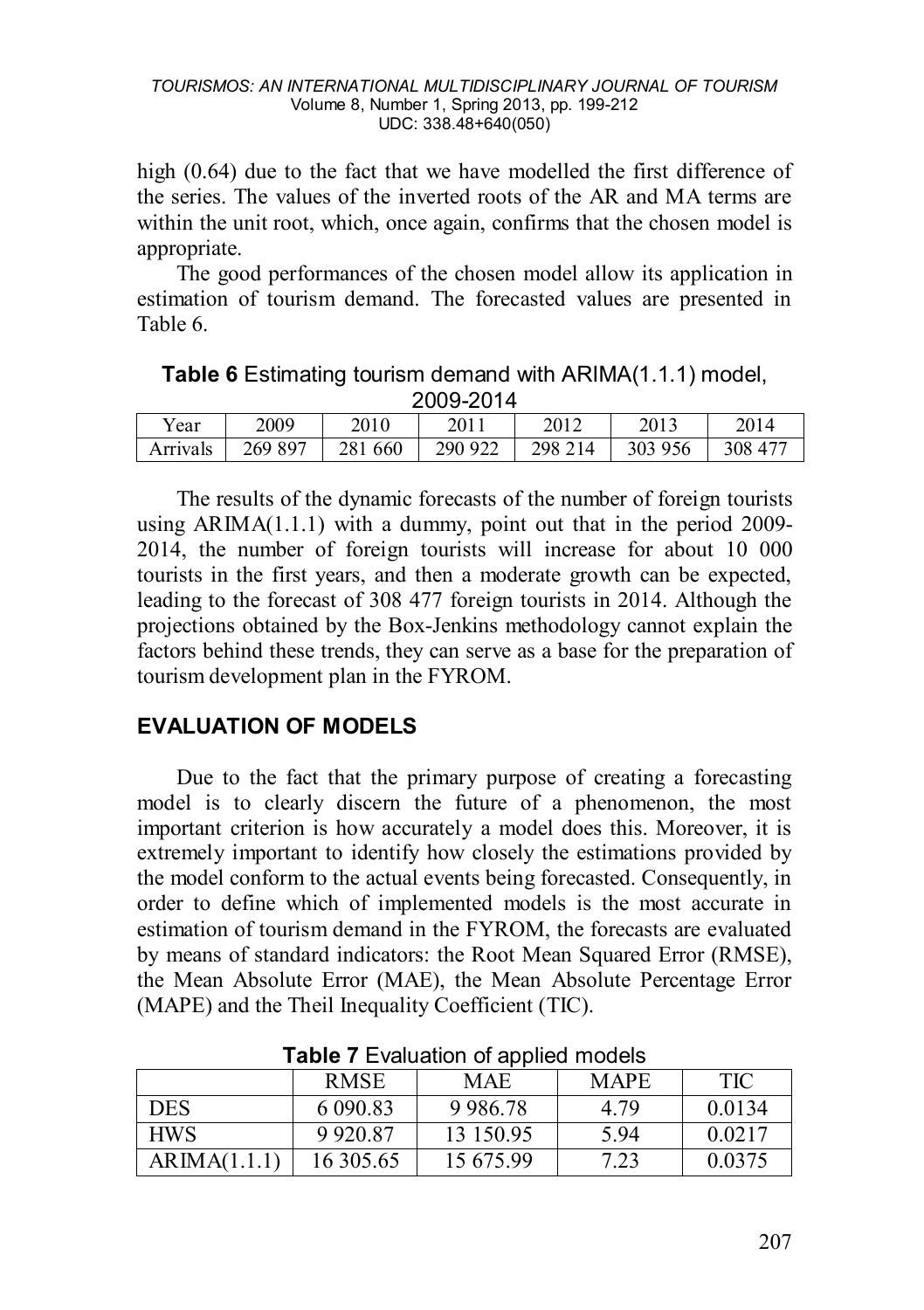high (0.64) due to the fact that we have modelled the first difference of the series. The values of the inverted roots of the AR and MA terms are within the unit root, which, once again, confirms that the chosen model is appropriate.

The good performances of the chosen model allow its application in estimation of tourism demand. The forecasted values are presented in Table 6.

**Table 6** Estimating tourism demand with ARIMA(1.1.1) model, 2009-2014

| Year | 2009 | 2010 | 2011 | 2012 | 2013 | 2014 |
|---|---|---|---|---|---|---|
| Arrivals | 269 897 | 281 660 | 290 922 | 298 214 | 303 956 | 308 477 |

The results of the dynamic forecasts of the number of foreign tourists using ARIMA(1.1.1) with a dummy, point out that in the period 2009-2014, the number of foreign tourists will increase for about 10 000 tourists in the first years, and then a moderate growth can be expected, leading to the forecast of 308 477 foreign tourists in 2014. Although the projections obtained by the Box-Jenkins methodology cannot explain the factors behind these trends, they can serve as a base for the preparation of tourism development plan in the FYROM.

## EVALUATION OF MODELS

Due to the fact that the primary purpose of creating a forecasting model is to clearly discern the future of a phenomenon, the most important criterion is how accurately a model does this. Moreover, it is extremely important to identify how closely the estimations provided by the model conform to the actual events being forecasted. Consequently, in order to define which of implemented models is the most accurate in estimation of tourism demand in the FYROM, the forecasts are evaluated by means of standard indicators: the Root Mean Squared Error (RMSE), the Mean Absolute Error (MAE), the Mean Absolute Percentage Error (MAPE) and the Theil Inequality Coefficient (TIC).

**Table 7** Evaluation of applied models

| | RMSE | MAE | MAPE | TIC |
|---|---|---|---|---|
| DES | 6 090.83 | 9 986.78 | 4.79 | 0.0134 |
| HWS | 9 920.87 | 13 150.95 | 5.94 | 0.0217 |
| ARIMA(1.1.1) | 16 305.65 | 15 675.99 | 7.23 | 0.0375 |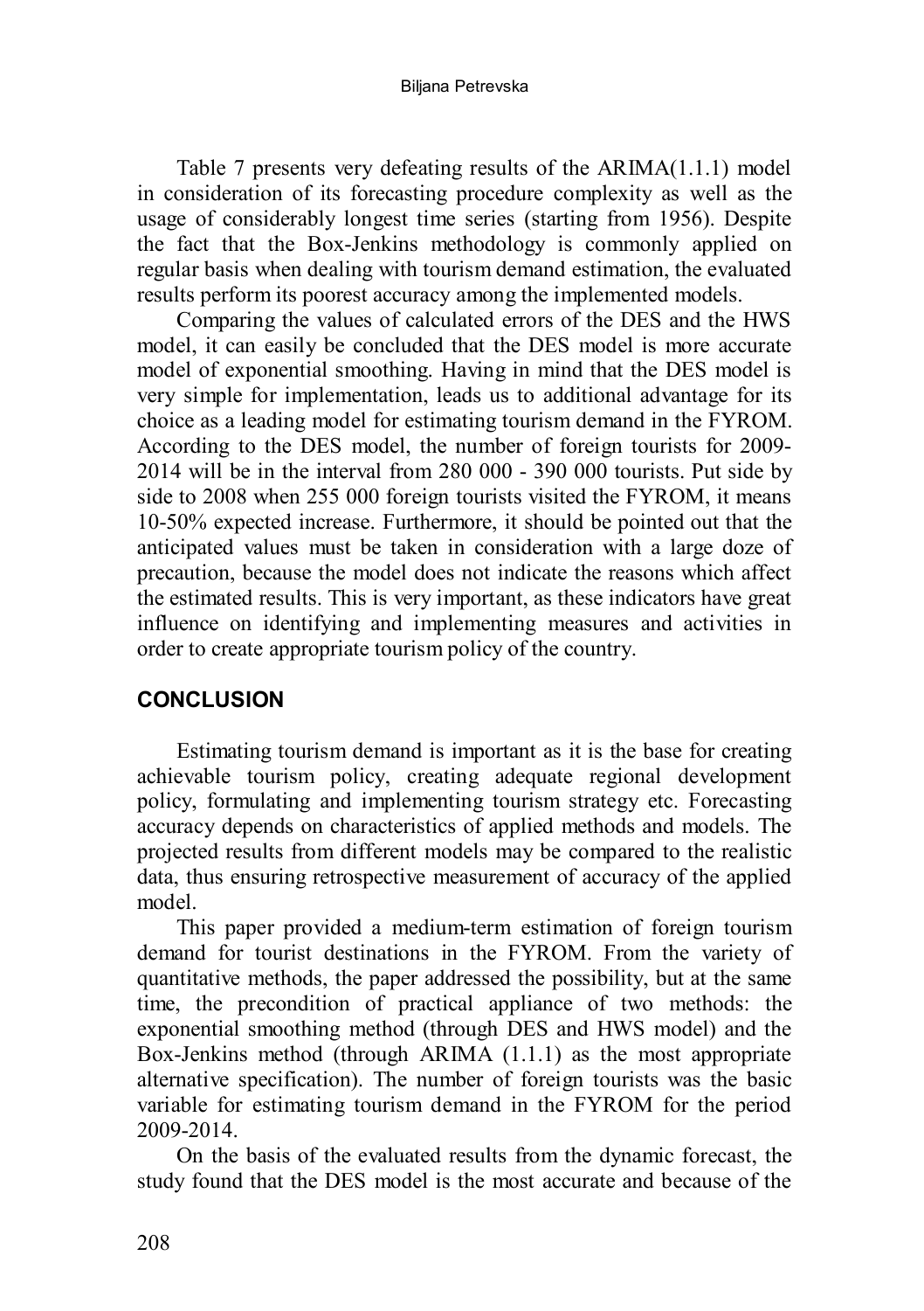Table 7 presents very defeating results of the ARIMA(1.1.1) model in consideration of its forecasting procedure complexity as well as the usage of considerably longest time series (starting from 1956). Despite the fact that the Box-Jenkins methodology is commonly applied on regular basis when dealing with tourism demand estimation, the evaluated results perform its poorest accuracy among the implemented models.

Comparing the values of calculated errors of the DES and the HWS model, it can easily be concluded that the DES model is more accurate model of exponential smoothing. Having in mind that the DES model is very simple for implementation, leads us to additional advantage for its choice as a leading model for estimating tourism demand in the FYROM. According to the DES model, the number of foreign tourists for 2009-2014 will be in the interval from 280 000 - 390 000 tourists. Put side by side to 2008 when 255 000 foreign tourists visited the FYROM, it means 10-50% expected increase. Furthermore, it should be pointed out that the anticipated values must be taken in consideration with a large doze of precaution, because the model does not indicate the reasons which affect the estimated results. This is very important, as these indicators have great influence on identifying and implementing measures and activities in order to create appropriate tourism policy of the country.

## CONCLUSION

Estimating tourism demand is important as it is the base for creating achievable tourism policy, creating adequate regional development policy, formulating and implementing tourism strategy etc. Forecasting accuracy depends on characteristics of applied methods and models. The projected results from different models may be compared to the realistic data, thus ensuring retrospective measurement of accuracy of the applied model.

This paper provided a medium-term estimation of foreign tourism demand for tourist destinations in the FYROM. From the variety of quantitative methods, the paper addressed the possibility, but at the same time, the precondition of practical appliance of two methods: the exponential smoothing method (through DES and HWS model) and the Box-Jenkins method (through ARIMA (1.1.1) as the most appropriate alternative specification). The number of foreign tourists was the basic variable for estimating tourism demand in the FYROM for the period 2009-2014.

On the basis of the evaluated results from the dynamic forecast, the study found that the DES model is the most accurate and because of the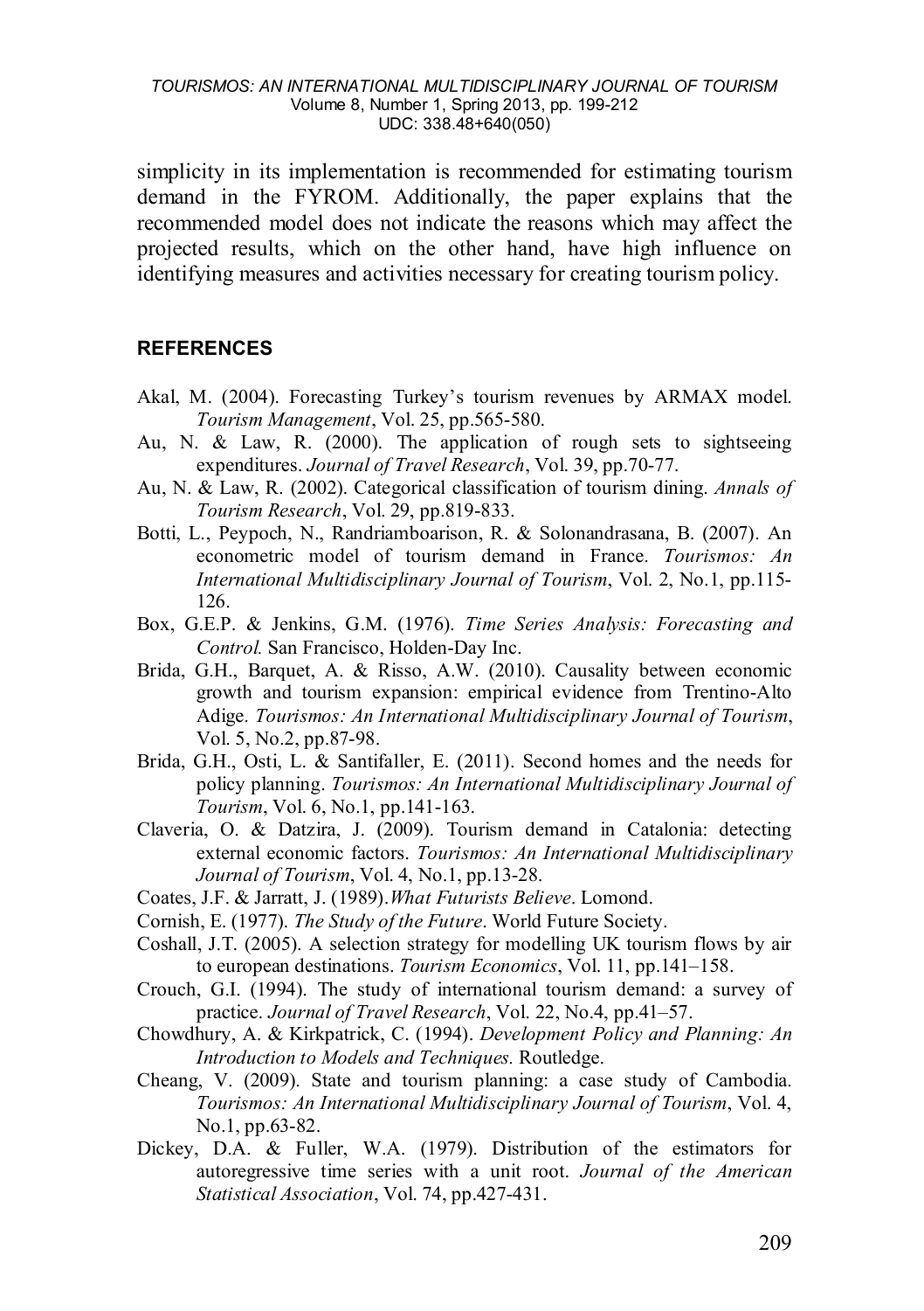simplicity in its implementation is recommended for estimating tourism demand in the FYROM. Additionally, the paper explains that the recommended model does not indicate the reasons which may affect the projected results, which on the other hand, have high influence on identifying measures and activities necessary for creating tourism policy.

## REFERENCES

Akal, M. (2004). Forecasting Turkey's tourism revenues by ARMAX model. *Tourism Management*, Vol. 25, pp.565-580.

Au, N. & Law, R. (2000). The application of rough sets to sightseeing expenditures. *Journal of Travel Research*, Vol. 39, pp.70-77.

Au, N. & Law, R. (2002). Categorical classification of tourism dining. *Annals of Tourism Research*, Vol. 29, pp.819-833.

Botti, L., Peypoch, N., Randriamboarison, R. & Solonandrasana, B. (2007). An econometric model of tourism demand in France. *Tourismos: An International Multidisciplinary Journal of Tourism*, Vol. 2, No.1, pp.115-126.

Box, G.E.P. & Jenkins, G.M. (1976). *Time Series Analysis: Forecasting and Control.* San Francisco, Holden-Day Inc.

Brida, G.H., Barquet, A. & Risso, A.W. (2010). Causality between economic growth and tourism expansion: empirical evidence from Trentino-Alto Adige. *Tourismos: An International Multidisciplinary Journal of Tourism*, Vol. 5, No.2, pp.87-98.

Brida, G.H., Osti, L. & Santifaller, E. (2011). Second homes and the needs for policy planning. *Tourismos: An International Multidisciplinary Journal of Tourism*, Vol. 6, No.1, pp.141-163.

Claveria, O. & Datzira, J. (2009). Tourism demand in Catalonia: detecting external economic factors. *Tourismos: An International Multidisciplinary Journal of Tourism*, Vol. 4, No.1, pp.13-28.

Coates, J.F. & Jarratt, J. (1989).*What Futurists Believe*. Lomond.

Cornish, E. (1977). *The Study of the Future*. World Future Society.

Coshall, J.T. (2005). A selection strategy for modelling UK tourism flows by air to european destinations. *Tourism Economics*, Vol. 11, pp.141–158.

Crouch, G.I. (1994). The study of international tourism demand: a survey of practice. *Journal of Travel Research*, Vol. 22, No.4, pp.41–57.

Chowdhury, A. & Kirkpatrick, C. (1994). *Development Policy and Planning: An Introduction to Models and Techniques.* Routledge.

Cheang, V. (2009). State and tourism planning: a case study of Cambodia. *Tourismos: An International Multidisciplinary Journal of Tourism*, Vol. 4, No.1, pp.63-82.

Dickey, D.A. & Fuller, W.A. (1979). Distribution of the estimators for autoregressive time series with a unit root. *Journal of the American Statistical Association*, Vol. 74, pp.427-431.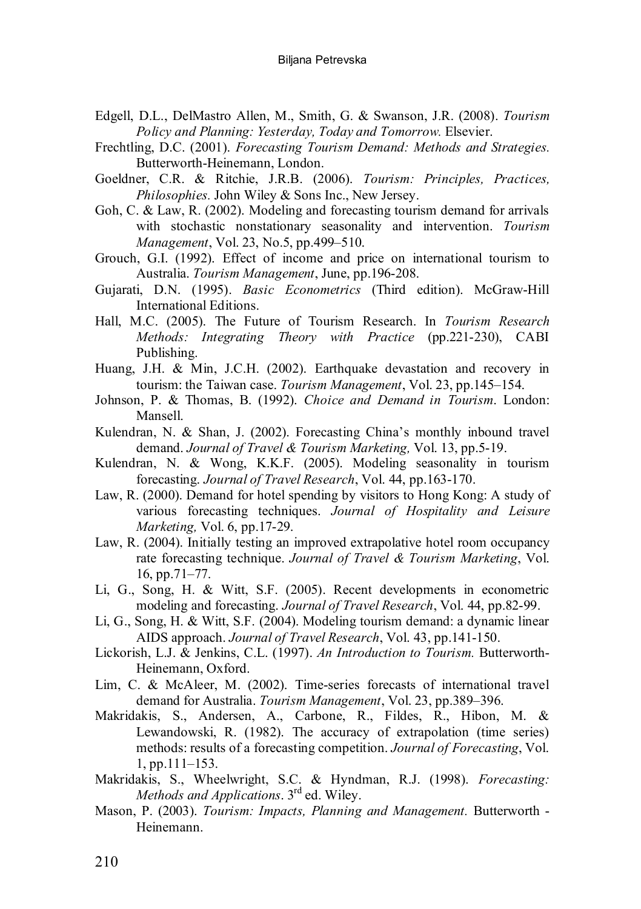Edgell, D.L., DelMastro Allen, M., Smith, G. & Swanson, J.R. (2008). *Tourism Policy and Planning: Yesterday, Today and Tomorrow.* Elsevier.

Frechtling, D.C. (2001). *Forecasting Tourism Demand: Methods and Strategies.* Butterworth-Heinemann, London.

Goeldner, C.R. & Ritchie, J.R.B. (2006). *Tourism: Principles, Practices, Philosophies.* John Wiley & Sons Inc., New Jersey.

Goh, C. & Law, R. (2002). Modeling and forecasting tourism demand for arrivals with stochastic nonstationary seasonality and intervention. *Tourism Management*, Vol. 23, No.5, pp.499–510.

Grouch, G.I. (1992). Effect of income and price on international tourism to Australia. *Tourism Management*, June, pp.196-208.

Gujarati, D.N. (1995). *Basic Econometrics* (Third edition). McGraw-Hill International Editions.

Hall, M.C. (2005). The Future of Tourism Research. In *Tourism Research Methods: Integrating Theory with Practice* (pp.221-230), CABI Publishing.

Huang, J.H. & Min, J.C.H. (2002). Earthquake devastation and recovery in tourism: the Taiwan case. *Tourism Management*, Vol. 23, pp.145–154.

Johnson, P. & Thomas, B. (1992). *Choice and Demand in Tourism*. London: Mansell.

Kulendran, N. & Shan, J. (2002). Forecasting China's monthly inbound travel demand. *Journal of Travel & Tourism Marketing,* Vol. 13, pp.5-19.

Kulendran, N. & Wong, K.K.F. (2005). Modeling seasonality in tourism forecasting. *Journal of Travel Research*, Vol. 44, pp.163-170.

Law, R. (2000). Demand for hotel spending by visitors to Hong Kong: A study of various forecasting techniques. *Journal of Hospitality and Leisure Marketing,* Vol. 6, pp.17-29.

Law, R. (2004). Initially testing an improved extrapolative hotel room occupancy rate forecasting technique. *Journal of Travel & Tourism Marketing*, Vol. 16, pp.71–77.

Li, G., Song, H. & Witt, S.F. (2005). Recent developments in econometric modeling and forecasting. *Journal of Travel Research*, Vol. 44, pp.82-99.

Li, G., Song, H. & Witt, S.F. (2004). Modeling tourism demand: a dynamic linear AIDS approach. *Journal of Travel Research*, Vol. 43, pp.141-150.

Lickorish, L.J. & Jenkins, C.L. (1997). *An Introduction to Tourism.* Butterworth-Heinemann, Oxford.

Lim, C. & McAleer, M. (2002). Time-series forecasts of international travel demand for Australia. *Tourism Management*, Vol. 23, pp.389–396.

Makridakis, S., Andersen, A., Carbone, R., Fildes, R., Hibon, M. & Lewandowski, R. (1982). The accuracy of extrapolation (time series) methods: results of a forecasting competition. *Journal of Forecasting*, Vol. 1, pp.111–153.

Makridakis, S., Wheelwright, S.C. & Hyndman, R.J. (1998). *Forecasting: Methods and Applications*. 3rd ed. Wiley.

Mason, P. (2003). *Tourism: Impacts, Planning and Management.* Butterworth - Heinemann.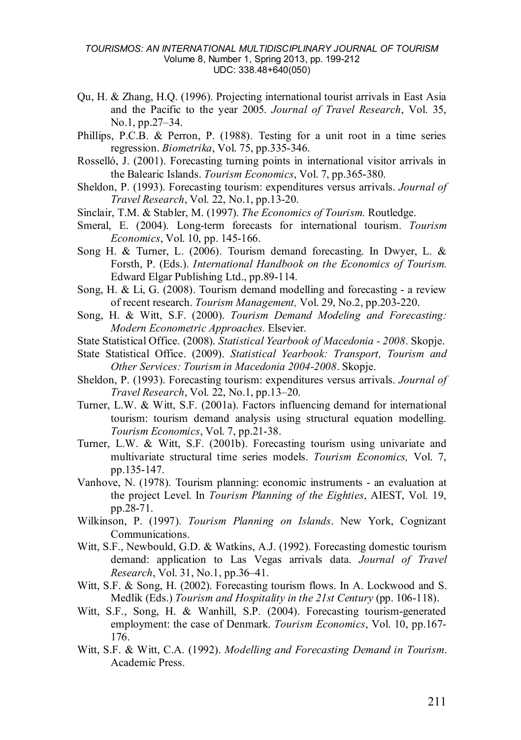Qu, H. & Zhang, H.Q. (1996). Projecting international tourist arrivals in East Asia and the Pacific to the year 2005. *Journal of Travel Research*, Vol. 35, No.1, pp.27–34.

Phillips, P.C.B. & Perron, P. (1988). Testing for a unit root in a time series regression. *Biometrika*, Vol. 75, pp.335-346.

Rosselló, J. (2001). Forecasting turning points in international visitor arrivals in the Balearic Islands. *Tourism Economics*, Vol. 7, pp.365-380.

Sheldon, P. (1993). Forecasting tourism: expenditures versus arrivals. *Journal of Travel Research*, Vol. 22, No.1, pp.13-20.

Sinclair, T.M. & Stabler, M. (1997). *The Economics of Tourism.* Routledge.

Smeral, E. (2004). Long-term forecasts for international tourism. *Tourism Economics*, Vol. 10, pp. 145-166.

Song H. & Turner, L. (2006). Tourism demand forecasting. In Dwyer, L. & Forsth, P. (Eds.). *International Handbook on the Economics of Tourism.* Edward Elgar Publishing Ltd., pp.89-114.

Song, H. & Li, G. (2008). Tourism demand modelling and forecasting - a review of recent research. *Tourism Management,* Vol. 29, No.2, pp.203-220.

Song, H. & Witt, S.F. (2000). *Tourism Demand Modeling and Forecasting: Modern Econometric Approaches.* Elsevier.

State Statistical Office. (2008). *Statistical Yearbook of Macedonia - 2008*. Skopje.

State Statistical Office. (2009). *Statistical Yearbook: Transport, Tourism and Other Services: Tourism in Macedonia 2004-2008*. Skopje.

Sheldon, P. (1993). Forecasting tourism: expenditures versus arrivals. *Journal of Travel Research*, Vol. 22, No.1, pp.13–20.

Turner, L.W. & Witt, S.F. (2001a). Factors influencing demand for international tourism: tourism demand analysis using structural equation modelling. *Tourism Economics*, Vol. 7, pp.21-38.

Turner, L.W. & Witt, S.F. (2001b). Forecasting tourism using univariate and multivariate structural time series models. *Tourism Economics,* Vol. 7, pp.135-147.

Vanhove, N. (1978). Tourism planning: economic instruments - an evaluation at the project Level. In *Tourism Planning of the Eighties*, AIEST, Vol. 19, pp.28-71.

Wilkinson, P. (1997). *Tourism Planning on Islands*. New York, Cognizant Communications.

Witt, S.F., Newbould, G.D. & Watkins, A.J. (1992). Forecasting domestic tourism demand: application to Las Vegas arrivals data. *Journal of Travel Research*, Vol. 31, No.1, pp.36–41.

Witt, S.F. & Song, H. (2002). Forecasting tourism flows. In A. Lockwood and S. Medlik (Eds.) *Tourism and Hospitality in the 21st Century* (pp. 106-118).

Witt, S.F., Song, H. & Wanhill, S.P. (2004). Forecasting tourism-generated employment: the case of Denmark. *Tourism Economics*, Vol. 10, pp.167-176.

Witt, S.F. & Witt, C.A. (1992). *Modelling and Forecasting Demand in Tourism*. Academic Press.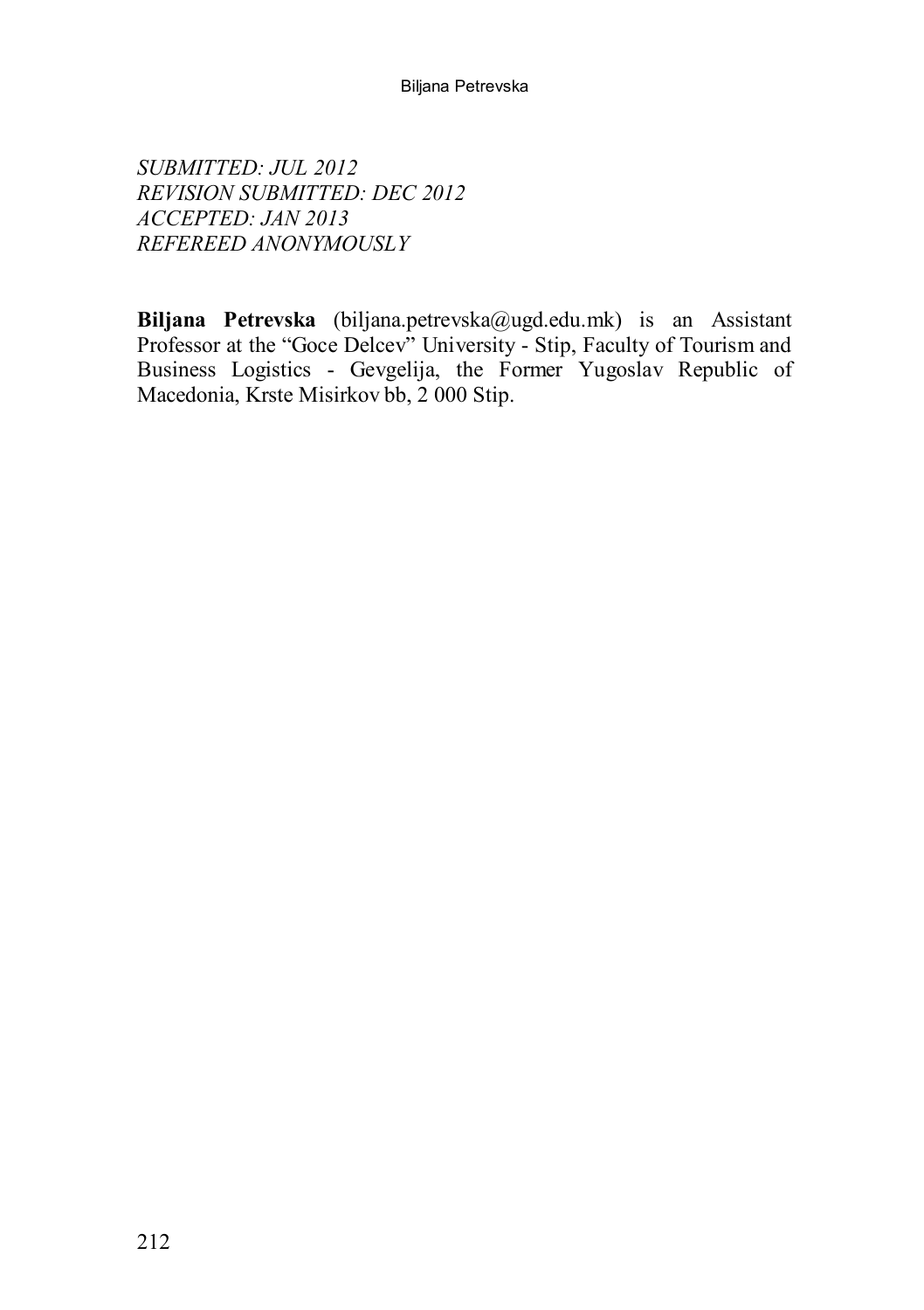*SUBMITTED: JUL 2012*
*REVISION SUBMITTED: DEC 2012*
*ACCEPTED: JAN 2013*
*REFEREED ANONYMOUSLY*

**Biljana Petrevska** (biljana.petrevska@ugd.edu.mk) is an Assistant Professor at the "Goce Delcev" University - Stip, Faculty of Tourism and Business Logistics - Gevgelija, the Former Yugoslav Republic of Macedonia, Krste Misirkov bb, 2 000 Stip.